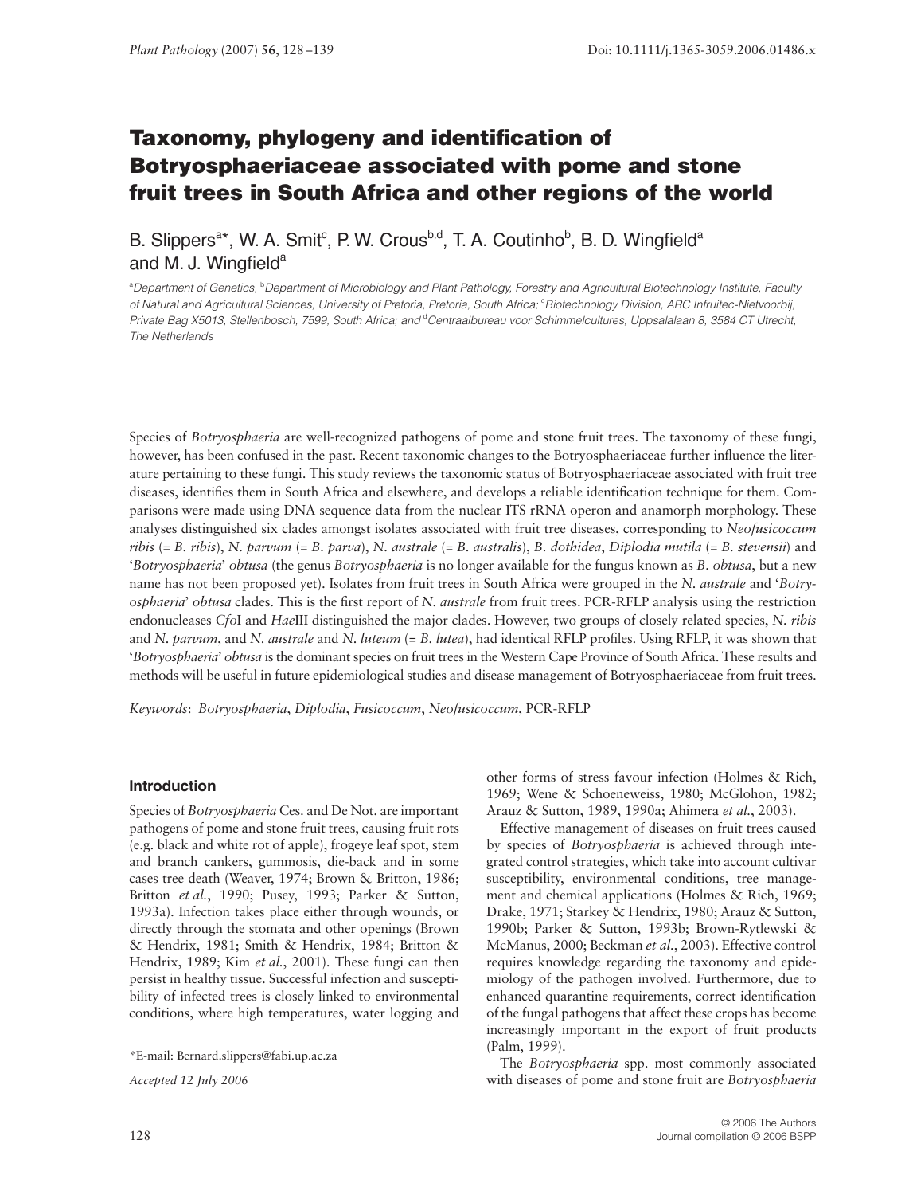# Taxonomy, phylogeny and identification of Botryosphaeriaceae associated with pome and stone fruit trees in South Africa and other regions of the world

B. Slippers[a]*, W. A. Smit[c], P. W. Crous[b,d], T. A. Coutinho[b], B. D. Wingfield[a] and M. J. Wingfield[a]

[a]Department of Genetics, [b]Department of Microbiology and Plant Pathology, Forestry and Agricultural Biotechnology Institute, Faculty of Natural and Agricultural Sciences, University of Pretoria, Pretoria, South Africa; [c]Biotechnology Division, ARC Infruitec-Nietvoorbij, Private Bag X5013, Stellenbosch, 7599, South Africa; and [d]Centraalbureau voor Schimmelcultures, Uppsalalaan 8, 3584 CT Utrecht, The Netherlands

Species of *Botryosphaeria* are well-recognized pathogens of pome and stone fruit trees. The taxonomy of these fungi, however, has been confused in the past. Recent taxonomic changes to the Botryosphaeriaceae further influence the literature pertaining to these fungi. This study reviews the taxonomic status of Botryosphaeriaceae associated with fruit tree diseases, identifies them in South Africa and elsewhere, and develops a reliable identification technique for them. Comparisons were made using DNA sequence data from the nuclear ITS rRNA operon and anamorph morphology. These analyses distinguished six clades amongst isolates associated with fruit tree diseases, corresponding to *Neofusicoccum ribis* (= *B. ribis*), *N. parvum* (= *B. parva*), *N. australe* (= *B. australis*), *B. dothidea*, *Diplodia mutila* (= *B. stevensii*) and '*Botryosphaeria*' *obtusa* (the genus *Botryosphaeria* is no longer available for the fungus known as *B. obtusa*, but a new name has not been proposed yet). Isolates from fruit trees in South Africa were grouped in the *N. australe* and '*Botryosphaeria*' *obtusa* clades. This is the first report of *N. australe* from fruit trees. PCR-RFLP analysis using the restriction endonucleases *Cfo*I and *Hae*III distinguished the major clades. However, two groups of closely related species, *N. ribis* and *N. parvum*, and *N. australe* and *N. luteum* (= *B. lutea*), had identical RFLP profiles. Using RFLP, it was shown that '*Botryosphaeria*' *obtusa* is the dominant species on fruit trees in the Western Cape Province of South Africa. These results and methods will be useful in future epidemiological studies and disease management of Botryosphaeriaceae from fruit trees.

*Keywords*: *Botryosphaeria*, *Diplodia*, *Fusicoccum*, *Neofusicoccum*, PCR-RFLP

## Introduction

Species of *Botryosphaeria* Ces. and De Not. are important pathogens of pome and stone fruit trees, causing fruit rots (e.g. black and white rot of apple), frogeye leaf spot, stem and branch cankers, gummosis, die-back and in some cases tree death (Weaver, 1974; Brown & Britton, 1986; Britton *et al.*, 1990; Pusey, 1993; Parker & Sutton, 1993a). Infection takes place either through wounds, or directly through the stomata and other openings (Brown & Hendrix, 1981; Smith & Hendrix, 1984; Britton & Hendrix, 1989; Kim *et al.*, 2001). These fungi can then persist in healthy tissue. Successful infection and susceptibility of infected trees is closely linked to environmental conditions, where high temperatures, water logging and other forms of stress favour infection (Holmes & Rich, 1969; Wene & Schoeneweiss, 1980; McGlohon, 1982; Arauz & Sutton, 1989, 1990a; Ahimera *et al.*, 2003).

Effective management of diseases on fruit trees caused by species of *Botryosphaeria* is achieved through integrated control strategies, which take into account cultivar susceptibility, environmental conditions, tree management and chemical applications (Holmes & Rich, 1969; Drake, 1971; Starkey & Hendrix, 1980; Arauz & Sutton, 1990b; Parker & Sutton, 1993b; Brown-Rytlewski & McManus, 2000; Beckman *et al.*, 2003). Effective control requires knowledge regarding the taxonomy and epidemiology of the pathogen involved. Furthermore, due to enhanced quarantine requirements, correct identification of the fungal pathogens that affect these crops has become increasingly important in the export of fruit products (Palm, 1999).

The *Botryosphaeria* spp. most commonly associated with diseases of pome and stone fruit are *Botryosphaeria*

*E-mail: Bernard.slippers@fabi.up.ac.za

*Accepted 12 July 2006*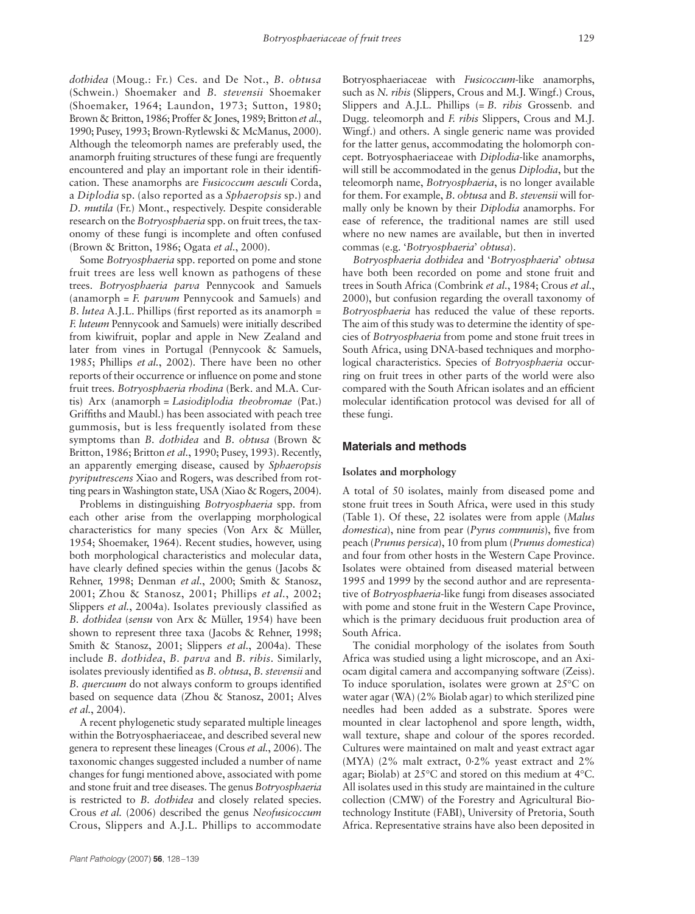*dothidea* (Moug.: Fr.) Ces. and De Not., *B. obtusa* (Schwein.) Shoemaker and *B. stevensii* Shoemaker (Shoemaker, 1964; Laundon, 1973; Sutton, 1980; Brown & Britton, 1986; Proffer & Jones, 1989; Britton *et al.*, 1990; Pusey, 1993; Brown-Rytlewski & McManus, 2000). Although the teleomorph names are preferably used, the anamorph fruiting structures of these fungi are frequently encountered and play an important role in their identification. These anamorphs are *Fusicoccum aesculi* Corda, a *Diplodia* sp. (also reported as a *Sphaeropsis* sp.) and *D. mutila* (Fr.) Mont., respectively. Despite considerable research on the *Botryosphaeria* spp. on fruit trees, the taxonomy of these fungi is incomplete and often confused (Brown & Britton, 1986; Ogata *et al.*, 2000).

Some *Botryosphaeria* spp. reported on pome and stone fruit trees are less well known as pathogens of these trees. *Botryosphaeria parva* Pennycook and Samuels (anamorph = *F. parvum* Pennycook and Samuels) and *B. lutea* A.J.L. Phillips (first reported as its anamorph = *F. luteum* Pennycook and Samuels) were initially described from kiwifruit, poplar and apple in New Zealand and later from vines in Portugal (Pennycook & Samuels, 1985; Phillips *et al.*, 2002). There have been no other reports of their occurrence or influence on pome and stone fruit trees. *Botryosphaeria rhodina* (Berk. and M.A. Curtis) Arx (anamorph = *Lasiodiplodia theobromae* (Pat.) Griffiths and Maubl.) has been associated with peach tree gummosis, but is less frequently isolated from these symptoms than *B. dothidea* and *B. obtusa* (Brown & Britton, 1986; Britton *et al.*, 1990; Pusey, 1993). Recently, an apparently emerging disease, caused by *Sphaeropsis pyriputrescens* Xiao and Rogers, was described from rotting pears in Washington state, USA (Xiao & Rogers, 2004).

Problems in distinguishing *Botryosphaeria* spp. from each other arise from the overlapping morphological characteristics for many species (Von Arx & Müller, 1954; Shoemaker, 1964). Recent studies, however, using both morphological characteristics and molecular data, have clearly defined species within the genus (Jacobs & Rehner, 1998; Denman *et al.*, 2000; Smith & Stanosz, 2001; Zhou & Stanosz, 2001; Phillips *et al.*, 2002; Slippers *et al.*, 2004a). Isolates previously classified as *B. dothidea* (*sensu* von Arx & Müller, 1954) have been shown to represent three taxa (Jacobs & Rehner, 1998; Smith & Stanosz, 2001; Slippers *et al.*, 2004a). These include *B. dothidea*, *B. parva* and *B. ribis*. Similarly, isolates previously identified as *B. obtusa*, *B. stevensii* and *B. quercuum* do not always conform to groups identified based on sequence data (Zhou & Stanosz, 2001; Alves *et al.*, 2004).

A recent phylogenetic study separated multiple lineages within the Botryosphaeriaceae, and described several new genera to represent these lineages (Crous *et al.*, 2006). The taxonomic changes suggested included a number of name changes for fungi mentioned above, associated with pome and stone fruit and tree diseases. The genus *Botryosphaeria* is restricted to *B. dothidea* and closely related species. Crous *et al.* (2006) described the genus *Neofusicoccum* Crous, Slippers and A.J.L. Phillips to accommodate Botryosphaeriaceae with *Fusicoccum*-like anamorphs, such as *N. ribis* (Slippers, Crous and M.J. Wingf.) Crous, Slippers and A.J.L. Phillips (= *B. ribis* Grossenb. and Dugg. teleomorph and *F. ribis* Slippers, Crous and M.J. Wingf.) and others. A single generic name was provided for the latter genus, accommodating the holomorph concept. Botryosphaeriaceae with *Diplodia*-like anamorphs, will still be accommodated in the genus *Diplodia*, but the teleomorph name, *Botryosphaeria*, is no longer available for them. For example, *B. obtusa* and *B. stevensii* will formally only be known by their *Diplodia* anamorphs. For ease of reference, the traditional names are still used where no new names are available, but then in inverted commas (e.g. '*Botryosphaeria*' *obtusa*).

*Botryosphaeria dothidea* and '*Botryosphaeria*' *obtusa* have both been recorded on pome and stone fruit and trees in South Africa (Combrink *et al.*, 1984; Crous *et al.*, 2000), but confusion regarding the overall taxonomy of *Botryosphaeria* has reduced the value of these reports. The aim of this study was to determine the identity of species of *Botryosphaeria* from pome and stone fruit trees in South Africa, using DNA-based techniques and morphological characteristics. Species of *Botryosphaeria* occurring on fruit trees in other parts of the world were also compared with the South African isolates and an efficient molecular identification protocol was devised for all of these fungi.

## Materials and methods

### Isolates and morphology

A total of 50 isolates, mainly from diseased pome and stone fruit trees in South Africa, were used in this study (Table 1). Of these, 22 isolates were from apple (*Malus domestica*), nine from pear (*Pyrus communis*), five from peach (*Prunus persica*), 10 from plum (*Prunus domestica*) and four from other hosts in the Western Cape Province. Isolates were obtained from diseased material between 1995 and 1999 by the second author and are representative of *Botryosphaeria*-like fungi from diseases associated with pome and stone fruit in the Western Cape Province, which is the primary deciduous fruit production area of South Africa.

The conidial morphology of the isolates from South Africa was studied using a light microscope, and an Axiocam digital camera and accompanying software (Zeiss). To induce sporulation, isolates were grown at 25°C on water agar (WA) (2% Biolab agar) to which sterilized pine needles had been added as a substrate. Spores were mounted in clear lactophenol and spore length, width, wall texture, shape and colour of the spores recorded. Cultures were maintained on malt and yeast extract agar (MYA) (2% malt extract, 0·2% yeast extract and 2% agar; Biolab) at 25°C and stored on this medium at 4°C. All isolates used in this study are maintained in the culture collection (CMW) of the Forestry and Agricultural Biotechnology Institute (FABI), University of Pretoria, South Africa. Representative strains have also been deposited in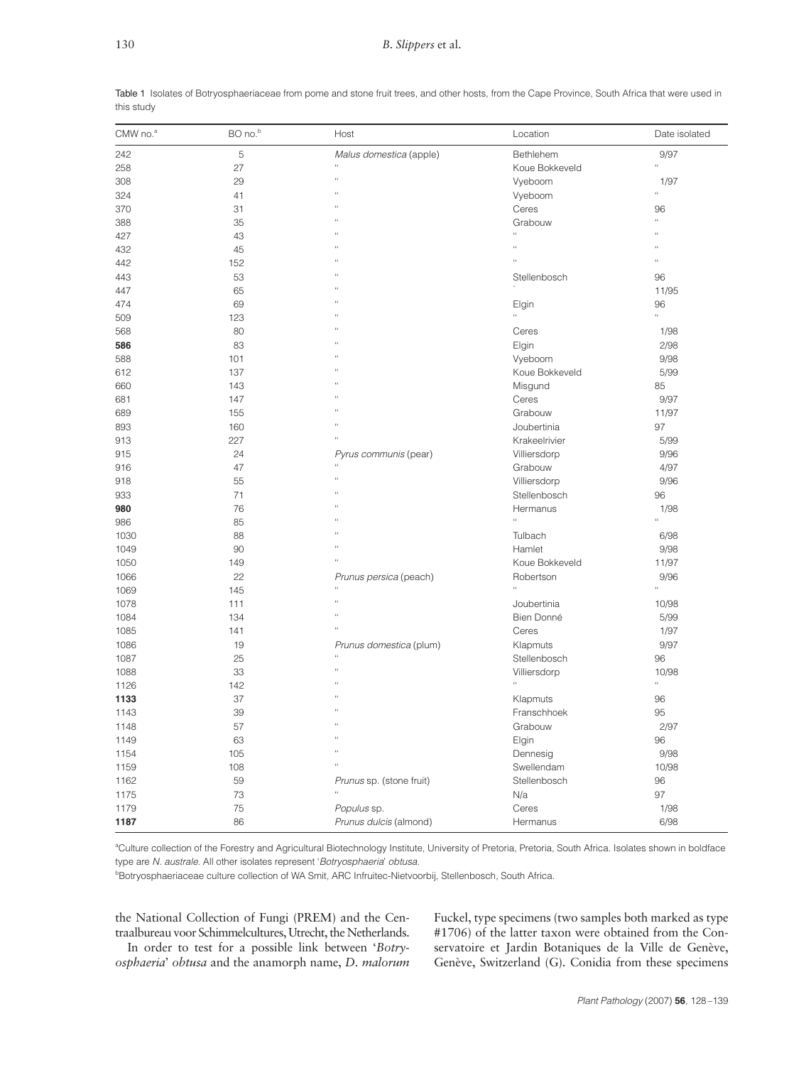Table 1 Isolates of Botryosphaeriaceae from pome and stone fruit trees, and other hosts, from the Cape Province, South Africa that were used in this study

| CMW no.[a] | BO no.[b] | Host | Location | Date isolated |
|---|---|---|---|---|
| 242 | 5 | *Malus domestica* (apple) | Bethlehem | 9/97 |
| 258 | 27 | " | Koue Bokkeveld | " |
| 308 | 29 | " | Vyeboom | 1/97 |
| 324 | 41 | " | Vyeboom | " |
| 370 | 31 | " | Ceres | 96 |
| 388 | 35 | " | Grabouw | " |
| 427 | 43 | " | " | " |
| 432 | 45 | " | " | " |
| 442 | 152 | " | " | " |
| 443 | 53 | " | Stellenbosch | 96 |
| 447 | 65 | " | - | 11/95 |
| 474 | 69 | " | Elgin | 96 |
| 509 | 123 | " | " | " |
| 568 | 80 | " | Ceres | 1/98 |
| **586** | 83 | " | Elgin | 2/98 |
| 588 | 101 | " | Vyeboom | 9/98 |
| 612 | 137 | " | Koue Bokkeveld | 5/99 |
| 660 | 143 | " | Misgund | 85 |
| 681 | 147 | " | Ceres | 9/97 |
| 689 | 155 | " | Grabouw | 11/97 |
| 893 | 160 | " | Joubertinia | 97 |
| 913 | 227 | " | Krakeelrivier | 5/99 |
| 915 | 24 | *Pyrus communis* (pear) | Villiersdorp | 9/96 |
| 916 | 47 | " | Grabouw | 4/97 |
| 918 | 55 | " | Villiersdorp | 9/96 |
| 933 | 71 | " | Stellenbosch | 96 |
| **980** | 76 | " | Hermanus | 1/98 |
| 986 | 85 | " | " | " |
| 1030 | 88 | " | Tulbach | 6/98 |
| 1049 | 90 | " | Hamlet | 9/98 |
| 1050 | 149 | " | Koue Bokkeveld | 11/97 |
| 1066 | 22 | *Prunus persica* (peach) | Robertson | 9/96 |
| 1069 | 145 | " | " | " |
| 1078 | 111 | " | Joubertinia | 10/98 |
| 1084 | 134 | " | Bien Donné | 5/99 |
| 1085 | 141 | " | Ceres | 1/97 |
| 1086 | 19 | *Prunus domestica* (plum) | Klapmuts | 9/97 |
| 1087 | 25 | " | Stellenbosch | 96 |
| 1088 | 33 | " | Villiersdorp | 10/98 |
| 1126 | 142 | " | " | " |
| **1133** | 37 | " | Klapmuts | 96 |
| 1143 | 39 | " | Franschhoek | 95 |
| 1148 | 57 | " | Grabouw | 2/97 |
| 1149 | 63 | " | Elgin | 96 |
| 1154 | 105 | " | Dennesig | 9/98 |
| 1159 | 108 | " | Swellendam | 10/98 |
| 1162 | 59 | *Prunus* sp. (stone fruit) | Stellenbosch | 96 |
| 1175 | 73 | " | N/a | 97 |
| 1179 | 75 | *Populus* sp. | Ceres | 1/98 |
| **1187** | 86 | *Prunus dulcis* (almond) | Hermanus | 6/98 |

[a]Culture collection of the Forestry and Agricultural Biotechnology Institute, University of Pretoria, Pretoria, South Africa. Isolates shown in boldface type are *N. australe*. All other isolates represent '*Botryosphaeria*' *obtusa*.

[b]Botryosphaeriaceae culture collection of WA Smit, ARC Infruitec-Nietvoorbij, Stellenbosch, South Africa.

the National Collection of Fungi (PREM) and the Centraalbureau voor Schimmelcultures, Utrecht, the Netherlands.

In order to test for a possible link between '*Botryosphaeria*' *obtusa* and the anamorph name, *D. malorum* Fuckel, type specimens (two samples both marked as type #1706) of the latter taxon were obtained from the Conservatoire et Jardin Botaniques de la Ville de Genève, Genève, Switzerland (G). Conidia from these specimens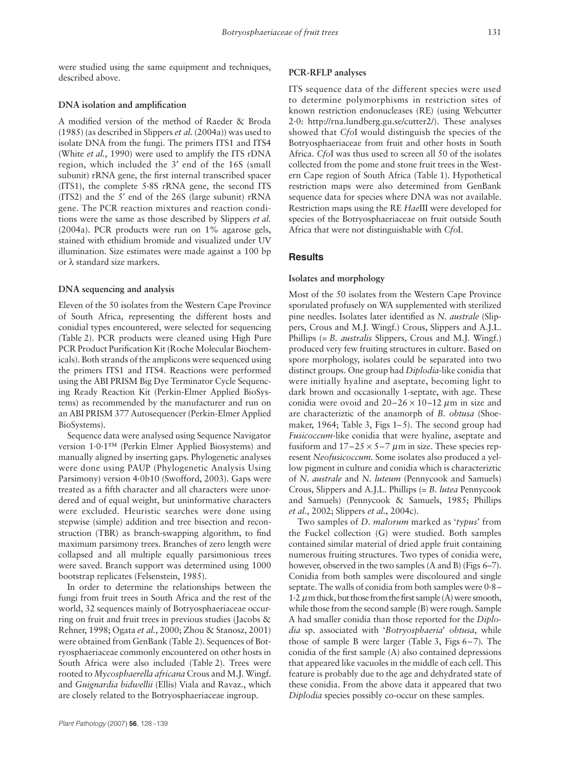were studied using the same equipment and techniques, described above.

### DNA isolation and amplification

A modified version of the method of Raeder & Broda (1985) (as described in Slippers *et al.* (2004a)) was used to isolate DNA from the fungi. The primers ITS1 and ITS4 (White *et al.*, 1990) were used to amplify the ITS rDNA region, which included the 3′ end of the 16S (small subunit) rRNA gene, the first internal transcribed spacer (ITS1), the complete 5·8S rRNA gene, the second ITS (ITS2) and the 5′ end of the 26S (large subunit) rRNA gene. The PCR reaction mixtures and reaction conditions were the same as those described by Slippers *et al.* (2004a). PCR products were run on 1% agarose gels, stained with ethidium bromide and visualized under UV illumination. Size estimates were made against a 100 bp or λ standard size markers.

### DNA sequencing and analysis

Eleven of the 50 isolates from the Western Cape Province of South Africa, representing the different hosts and conidial types encountered, were selected for sequencing (Table 2). PCR products were cleaned using High Pure PCR Product Purification Kit (Roche Molecular Biochemicals). Both strands of the amplicons were sequenced using the primers ITS1 and ITS4. Reactions were performed using the ABI PRISM Big Dye Terminator Cycle Sequencing Ready Reaction Kit (Perkin-Elmer Applied BioSystems) as recommended by the manufacturer and run on an ABI PRISM 377 Autosequencer (Perkin-Elmer Applied BioSystems).

Sequence data were analysed using Sequence Navigator version 1·0·1™ (Perkin Elmer Applied Biosystems) and manually aligned by inserting gaps. Phylogenetic analyses were done using PAUP (Phylogenetic Analysis Using Parsimony) version 4·0b10 (Swofford, 2003). Gaps were treated as a fifth character and all characters were unordered and of equal weight, but uninformative characters were excluded. Heuristic searches were done using stepwise (simple) addition and tree bisection and reconstruction (TBR) as branch-swapping algorithm, to find maximum parsimony trees. Branches of zero length were collapsed and all multiple equally parsimonious trees were saved. Branch support was determined using 1000 bootstrap replicates (Felsenstein, 1985).

In order to determine the relationships between the fungi from fruit trees in South Africa and the rest of the world, 32 sequences mainly of Botryosphaeriaceae occurring on fruit and fruit trees in previous studies (Jacobs & Rehner, 1998; Ogata *et al.*, 2000; Zhou & Stanosz, 2001) were obtained from GenBank (Table 2). Sequences of Botryosphaeriaceae commonly encountered on other hosts in South Africa were also included (Table 2). Trees were rooted to *Mycosphaerella africana* Crous and M.J. Wingf. and *Guignardia bidwellii* (Ellis) Viala and Ravaz., which are closely related to the Botryosphaeriaceae ingroup.

### PCR-RFLP analyses

ITS sequence data of the different species were used to determine polymorphisms in restriction sites of known restriction endonucleases (RE) (using Webcutter 2·0: http://rna.lundberg.gu.se/cutter2/). These analyses showed that *Cfo*I would distinguish the species of the Botryosphaeriaceae from fruit and other hosts in South Africa. *Cfo*I was thus used to screen all 50 of the isolates collected from the pome and stone fruit trees in the Western Cape region of South Africa (Table 1). Hypothetical restriction maps were also determined from GenBank sequence data for species where DNA was not available. Restriction maps using the RE *Hae*III were developed for species of the Botryosphaeriaceae on fruit outside South Africa that were not distinguishable with *Cfo*I.

## Results

### Isolates and morphology

Most of the 50 isolates from the Western Cape Province sporulated profusely on WA supplemented with sterilized pine needles. Isolates later identified as *N. australe* (Slippers, Crous and M.J. Wingf.) Crous, Slippers and A.J.L. Phillips (= *B. australis* Slippers, Crous and M.J. Wingf.) produced very few fruiting structures in culture. Based on spore morphology, isolates could be separated into two distinct groups. One group had *Diplodia*-like conidia that were initially hyaline and aseptate, becoming light to dark brown and occasionally 1-septate, with age. These conidia were ovoid and 20–26 × 10–12 μm in size and are characteriztic of the anamorph of *B. obtusa* (Shoemaker, 1964; Table 3, Figs 1–5). The second group had *Fusicoccum*-like conidia that were hyaline, aseptate and fusiform and 17–25 × 5–7 μm in size. These species represent *Neofusicoccum.* Some isolates also produced a yellow pigment in culture and conidia which is characteriztic of *N. australe* and *N. luteum* (Pennycook and Samuels) Crous, Slippers and A.J.L. Phillips (= *B. lutea* Pennycook and Samuels) (Pennycook & Samuels, 1985; Phillips *et al.*, 2002; Slippers *et al.*, 2004c).

Two samples of *D. malorum* marked as '*typus*' from the Fuckel collection (G) were studied. Both samples contained similar material of dried apple fruit containing numerous fruiting structures. Two types of conidia were, however, observed in the two samples (A and B) (Figs 6–7). Conidia from both samples were discoloured and single septate. The walls of conidia from both samples were 0·8–1·2 μm thick, but those from the first sample (A) were smooth, while those from the second sample (B) were rough. Sample A had smaller conidia than those reported for the *Diplodia* sp. associated with '*Botryosphaeria*' *obtusa*, while those of sample B were larger (Table 3, Figs 6–7). The conidia of the first sample (A) also contained depressions that appeared like vacuoles in the middle of each cell. This feature is probably due to the age and dehydrated state of these conidia. From the above data it appeared that two *Diplodia* species possibly co-occur on these samples.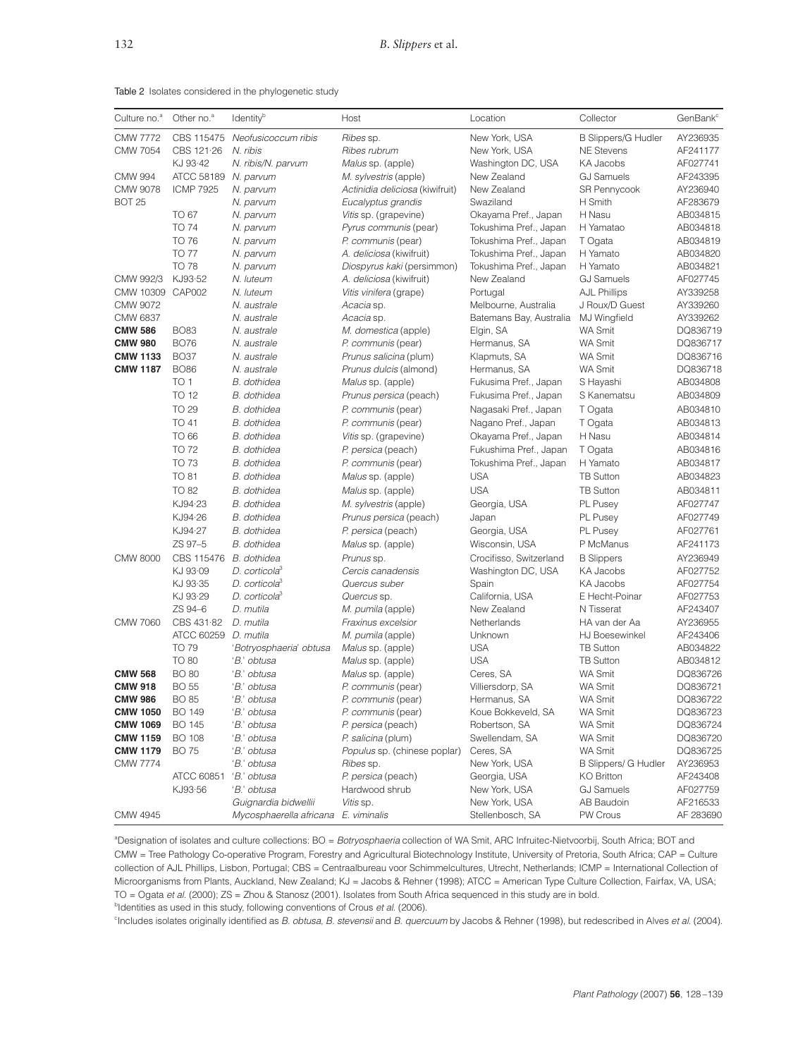Table 2 Isolates considered in the phylogenetic study

| Culture no.[a] | Other no.[a] | Identity[b] | Host | Location | Collector | GenBank[c] |
|---|---|---|---|---|---|---|
| CMW 7772 | CBS 115475 | *Neofusicoccum ribis* | *Ribes* sp. | New York, USA | B Slippers/G Hudler | AY236935 |
| CMW 7054 | CBS 121·26 | *N. ribis* | *Ribes rubrum* | New York, USA | NE Stevens | AF241177 |
| | KJ 93·42 | *N. ribis/N. parvum* | *Malus* sp. (apple) | Washington DC, USA | KA Jacobs | AF027741 |
| CMW 994 | ATCC 58189 | *N. parvum* | *M. sylvestris* (apple) | New Zealand | GJ Samuels | AF243395 |
| CMW 9078 | ICMP 7925 | *N. parvum* | *Actinidia deliciosa* (kiwifruit) | New Zealand | SR Pennycook | AY236940 |
| BOT 25 | | *N. parvum* | *Eucalyptus grandis* | Swaziland | H Smith | AF283679 |
| | TO 67 | *N. parvum* | *Vitis* sp. (grapevine) | Okayama Pref., Japan | H Nasu | AB034815 |
| | TO 74 | *N. parvum* | *Pyrus communis* (pear) | Tokushima Pref., Japan | H Yamatao | AB034818 |
| | TO 76 | *N. parvum* | *P. communis* (pear) | Tokushima Pref., Japan | T Ogata | AB034819 |
| | TO 77 | *N. parvum* | *A. deliciosa* (kiwifruit) | Tokushima Pref., Japan | H Yamato | AB034820 |
| | TO 78 | *N. parvum* | *Diospyrus kaki* (persimmon) | Tokushima Pref., Japan | H Yamato | AB034821 |
| CMW 992/3 | KJ93·52 | *N. luteum* | *A. deliciosa* (kiwifruit) | New Zealand | GJ Samuels | AF027745 |
| CMW 10309 | CAP002 | *N. luteum* | *Vitis vinifera* (grape) | Portugal | AJL Phillips | AY339258 |
| CMW 9072 | | *N. australe* | *Acacia* sp. | Melbourne, Australia | J Roux/D Guest | AY339260 |
| CMW 6837 | | *N. australe* | *Acacia* sp. | Batemans Bay, Australia | MJ Wingfield | AY339262 |
| **CMW 586** | BO83 | *N. australe* | *M. domestica* (apple) | Elgin, SA | WA Smit | DQ836719 |
| **CMW 980** | BO76 | *N. australe* | *P. communis* (pear) | Hermanus, SA | WA Smit | DQ836717 |
| **CMW 1133** | BO37 | *N. australe* | *Prunus salicina* (plum) | Klapmuts, SA | WA Smit | DQ836716 |
| **CMW 1187** | BO86 | *N. australe* | *Prunus dulcis* (almond) | Hermanus, SA | WA Smit | DQ836718 |
| | TO 1 | *B. dothidea* | *Malus* sp. (apple) | Fukusima Pref., Japan | S Hayashi | AB034808 |
| | TO 12 | *B. dothidea* | *Prunus persica* (peach) | Fukusima Pref., Japan | S Kanematsu | AB034809 |
| | TO 29 | *B. dothidea* | *P. communis* (pear) | Nagasaki Pref., Japan | T Ogata | AB034810 |
| | TO 41 | *B. dothidea* | *P. communis* (pear) | Nagano Pref., Japan | T Ogata | AB034813 |
| | TO 66 | *B. dothidea* | *Vitis* sp. (grapevine) | Okayama Pref., Japan | H Nasu | AB034814 |
| | TO 72 | *B. dothidea* | *P. persica* (peach) | Fukushima Pref., Japan | T Ogata | AB034816 |
| | TO 73 | *B. dothidea* | *P. communis* (pear) | Tokushima Pref., Japan | H Yamato | AB034817 |
| | TO 81 | *B. dothidea* | *Malus* sp. (apple) | USA | TB Sutton | AB034823 |
| | TO 82 | *B. dothidea* | *Malus* sp. (apple) | USA | TB Sutton | AB034811 |
| | KJ94·23 | *B. dothidea* | *M. sylvestris* (apple) | Georgia, USA | PL Pusey | AF027747 |
| | KJ94·26 | *B. dothidea* | *Prunus persica* (peach) | Japan | PL Pusey | AF027749 |
| | KJ94·27 | *B. dothidea* | *P. persica* (peach) | Georgia, USA | PL Pusey | AF027761 |
| | ZS 97–5 | *B. dothidea* | *Malus* sp. (apple) | Wisconsin, USA | P McManus | AF241173 |
| CMW 8000 | CBS 115476 | *B. dothidea* | *Prunus* sp. | Crocifisso, Switzerland | B Slippers | AY236949 |
| | KJ 93·09 | *D. corticola*[3] | *Cercis canadensis* | Washington DC, USA | KA Jacobs | AF027752 |
| | KJ 93·35 | *D. corticola*[3] | *Quercus suber* | Spain | KA Jacobs | AF027754 |
| | KJ 93·29 | *D. corticola*[3] | *Quercus* sp. | California, USA | E Hecht-Poinar | AF027753 |
| | ZS 94–6 | *D. mutila* | *M. pumila* (apple) | New Zealand | N Tisserat | AF243407 |
| CMW 7060 | CBS 431·82 | *D. mutila* | *Fraxinus excelsior* | Netherlands | HA van der Aa | AY236955 |
| | ATCC 60259 | *D. mutila* | *M. pumila* (apple) | Unknown | HJ Boesewinkel | AF243406 |
| | TO 79 | '*Botryosphaeria*' *obtusa* | *Malus* sp. (apple) | USA | TB Sutton | AB034822 |
| | TO 80 | '*B.*' *obtusa* | *Malus* sp. (apple) | USA | TB Sutton | AB034812 |
| **CMW 568** | BO 80 | '*B.*' *obtusa* | *Malus* sp. (apple) | Ceres, SA | WA Smit | DQ836726 |
| **CMW 918** | BO 55 | '*B.*' *obtusa* | *P. communis* (pear) | Villiersdorp, SA | WA Smit | DQ836721 |
| **CMW 986** | BO 85 | '*B.*' *obtusa* | *P. communis* (pear) | Hermanus, SA | WA Smit | DQ836722 |
| **CMW 1050** | BO 149 | '*B.*' *obtusa* | *P. communis* (pear) | Koue Bokkeveld, SA | WA Smit | DQ836723 |
| **CMW 1069** | BO 145 | '*B.*' *obtusa* | *P. persica* (peach) | Robertson, SA | WA Smit | DQ836724 |
| **CMW 1159** | BO 108 | '*B.*' *obtusa* | *P. salicina* (plum) | Swellendam, SA | WA Smit | DQ836720 |
| **CMW 1179** | BO 75 | '*B.*' *obtusa* | *Populus* sp. (chinese poplar) | Ceres, SA | WA Smit | DQ836725 |
| CMW 7774 | | '*B.*' *obtusa* | *Ribes* sp. | New York, USA | B Slippers/ G Hudler | AY236953 |
| | ATCC 60851 | '*B.*' *obtusa* | *P. persica* (peach) | Georgia, USA | KO Britton | AF243408 |
| | KJ93·56 | '*B.*' *obtusa* | Hardwood shrub | New York, USA | GJ Samuels | AF027759 |
| | | *Guignardia bidwellii* | *Vitis* sp. | New York, USA | AB Baudoin | AF216533 |
| CMW 4945 | | *Mycosphaerella africana* | *E. viminalis* | Stellenbosch, SA | PW Crous | AF 283690 |

[a]Designation of isolates and culture collections: BO = *Botryosphaeria* collection of WA Smit, ARC Infruitec-Nietvoorbij, South Africa; BOT and CMW = Tree Pathology Co-operative Program, Forestry and Agricultural Biotechnology Institute, University of Pretoria, South Africa; CAP = Culture collection of AJL Phillips, Lisbon, Portugal; CBS = Centraalbureau voor Schimmelcultures, Utrecht, Netherlands; ICMP = International Collection of Microorganisms from Plants, Auckland, New Zealand; KJ = Jacobs & Rehner (1998); ATCC = American Type Culture Collection, Fairfax, VA, USA; TO = Ogata *et al.* (2000); ZS = Zhou & Stanosz (2001). Isolates from South Africa sequenced in this study are in bold.

[b]Identities as used in this study, following conventions of Crous *et al.* (2006).

[c]Includes isolates originally identified as *B. obtusa*, *B. stevensii* and *B. quercuum* by Jacobs & Rehner (1998), but redescribed in Alves *et al.* (2004).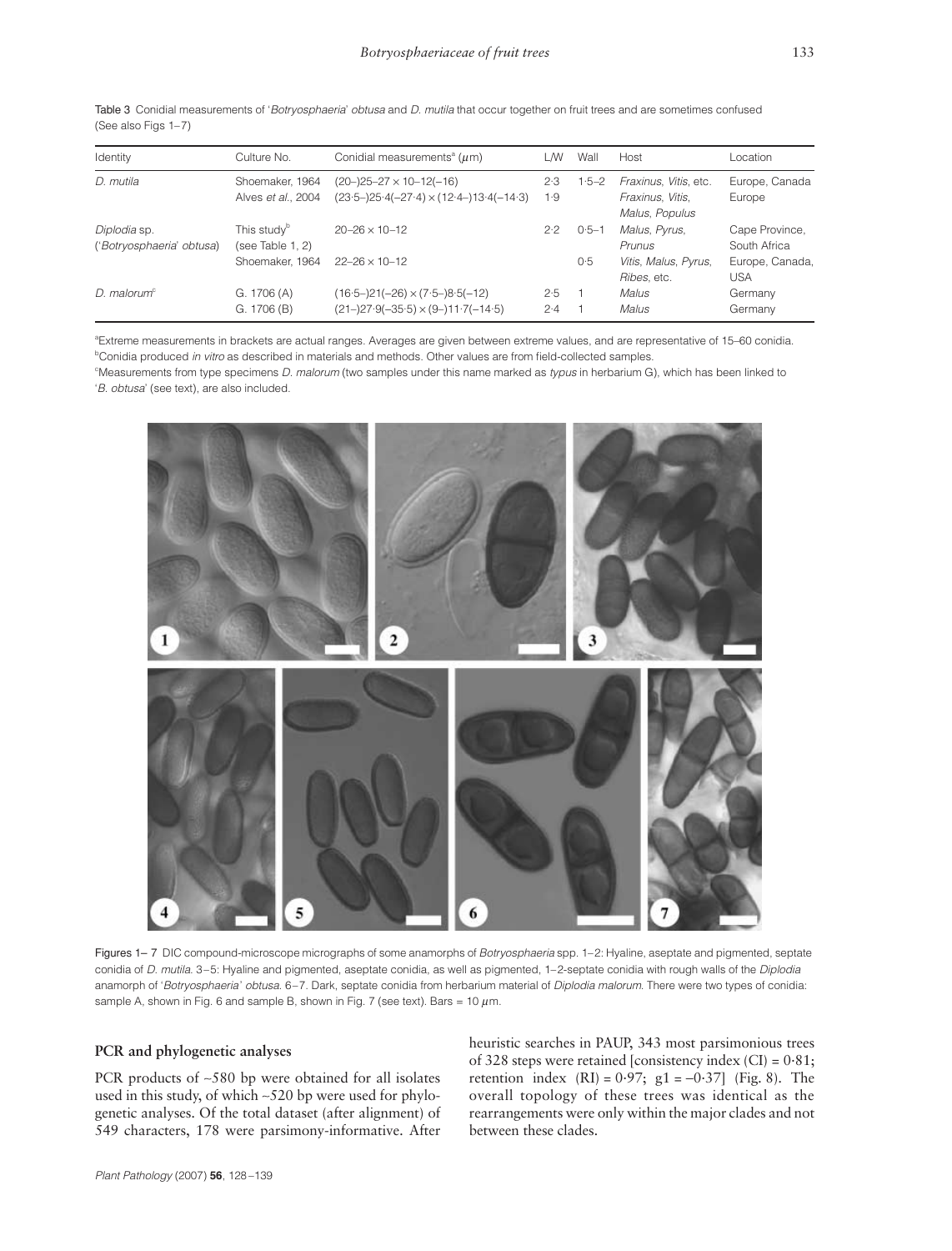Table 3 Conidial measurements of '*Botryosphaeria*' *obtusa* and *D. mutila* that occur together on fruit trees and are sometimes confused (See also Figs 1–7)

| Identity | Culture No. | Conidial measurements[a] (μm) | L/W | Wall | Host | Location |
|---|---|---|---|---|---|---|
| *D. mutila* | Shoemaker, 1964 | (20–)25–27 × 10–12(–16) | 2·3 | 1·5–2 | *Fraxinus*, *Vitis*, etc. | Europe, Canada |
| | Alves *et al*., 2004 | (23·5–)25·4(–27·4) × (12·4–)13·4(–14·3) | 1·9 | | *Fraxinus*, *Vitis*, *Malus*, *Populus* | Europe |
| *Diplodia* sp. ('*Botryosphaeria*' *obtusa*) | This study[b] (see Table 1, 2) | 20–26 × 10–12 | 2·2 | 0·5–1 | *Malus*, *Pyrus*, *Prunus* | Cape Province, South Africa |
| | Shoemaker, 1964 | 22–26 × 10–12 | | 0·5 | *Vitis*, *Malus*, *Pyrus*, *Ribes*, etc. | Europe, Canada, USA |
| *D. malorum*[c] | G. 1706 (A) | (16·5–)21(–26) × (7·5–)8·5(–12) | 2·5 | 1 | *Malus* | Germany |
| | G. 1706 (B) | (21–)27·9(–35·5) × (9–)11·7(–14·5) | 2·4 | 1 | *Malus* | Germany |

[a]Extreme measurements in brackets are actual ranges. Averages are given between extreme values, and are representative of 15–60 conidia.
[b]Conidia produced *in vitro* as described in materials and methods. Other values are from field-collected samples.
[c]Measurements from type specimens *D. malorum* (two samples under this name marked as *typus* in herbarium G), which has been linked to '*B. obtusa*' (see text), are also included.

Figures 1– 7 DIC compound-microscope micrographs of some anamorphs of *Botryosphaeria* spp. 1–2: Hyaline, aseptate and pigmented, septate conidia of *D. mutila*. 3–5: Hyaline and pigmented, aseptate conidia, as well as pigmented, 1–2-septate conidia with rough walls of the *Diplodia* anamorph of '*Botryosphaeria*' *obtusa*. 6–7. Dark, septate conidia from herbarium material of *Diplodia malorum*. There were two types of conidia: sample A, shown in Fig. 6 and sample B, shown in Fig. 7 (see text). Bars = 10 μm.

## PCR and phylogenetic analyses

PCR products of ~580 bp were obtained for all isolates used in this study, of which ~520 bp were used for phylogenetic analyses. Of the total dataset (after alignment) of 549 characters, 178 were parsimony-informative. After heuristic searches in PAUP, 343 most parsimonious trees of 328 steps were retained [consistency index (CI) = 0·81; retention index (RI) = 0·97; g1 = –0·37] (Fig. 8). The overall topology of these trees was identical as the rearrangements were only within the major clades and not between these clades.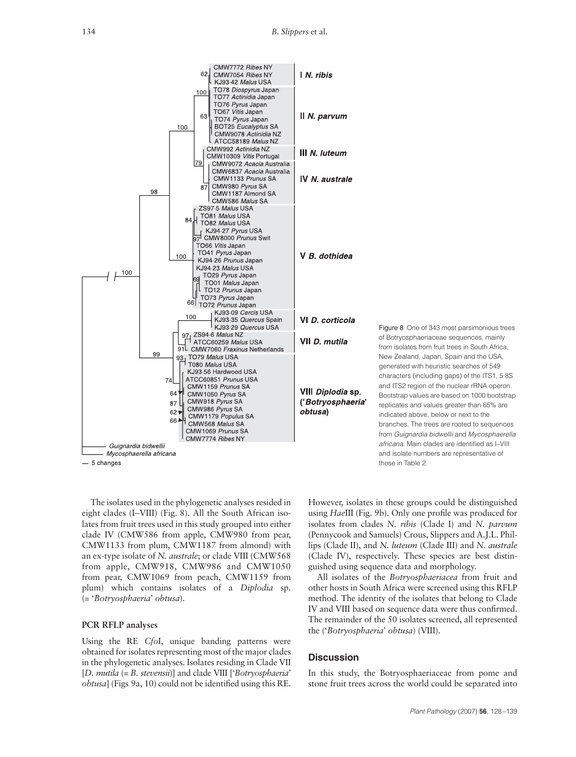Figure 8 One of 343 most parsimonious trees of Botryosphaeriaceae sequences, mainly from isolates from fruit trees in South Africa, New Zealand, Japan, Spain and the USA, generated with heuristic searches of 549 characters (including gaps) of the ITS1, 5·8S and ITS2 region of the nuclear rRNA operon. Bootstrap values are based on 1000 bootstrap replicates and values greater than 65% are indicated above, below or next to the branches. The trees are rooted to sequences from *Guignardia bidwellii* and *Mycosphaerella africana*. Main clades are identified as I–VIII and isolate numbers are representative of those in Table 2.

The isolates used in the phylogenetic analyses resided in eight clades (I–VIII) (Fig. 8). All the South African isolates from fruit trees used in this study grouped into either clade IV (CMW586 from apple, CMW980 from pear, CMW1133 from plum, CMW1187 from almond) with an ex-type isolate of *N. australe*; or clade VIII (CMW568 from apple, CMW918, CMW986 and CMW1050 from pear, CMW1069 from peach, CMW1159 from plum) which contains isolates of a *Diplodia* sp. (= '*Botryosphaeria*' *obtusa*).

### PCR RFLP analyses

Using the RE *Cfo*I, unique banding patterns were obtained for isolates representing most of the major clades in the phylogenetic analyses. Isolates residing in Clade VII [*D. mutila* (= *B. stevensii*)] and clade VIII ['*Botryosphaeria*' *obtusa*] (Figs 9a, 10) could not be identified using this RE. However, isolates in these groups could be distinguished using *Hae*III (Fig. 9b). Only one profile was produced for isolates from clades *N. ribis* (Clade I) and *N. parvum* (Pennycook and Samuels) Crous, Slippers and A.J.L. Phillips (Clade II), and *N. luteum* (Clade III) and *N. australe* (Clade IV), respectively. These species are best distinguished using sequence data and morphology.

All isolates of the *Botryosphaeriacea* from fruit and other hosts in South Africa were screened using this RFLP method. The identity of the isolates that belong to Clade IV and VIII based on sequence data were thus confirmed. The remainder of the 50 isolates screened, all represented the ('*Botryosphaeria*' *obtusa*) (VIII).

## Discussion

In this study, the Botryosphaeriaceae from pome and stone fruit trees across the world could be separated into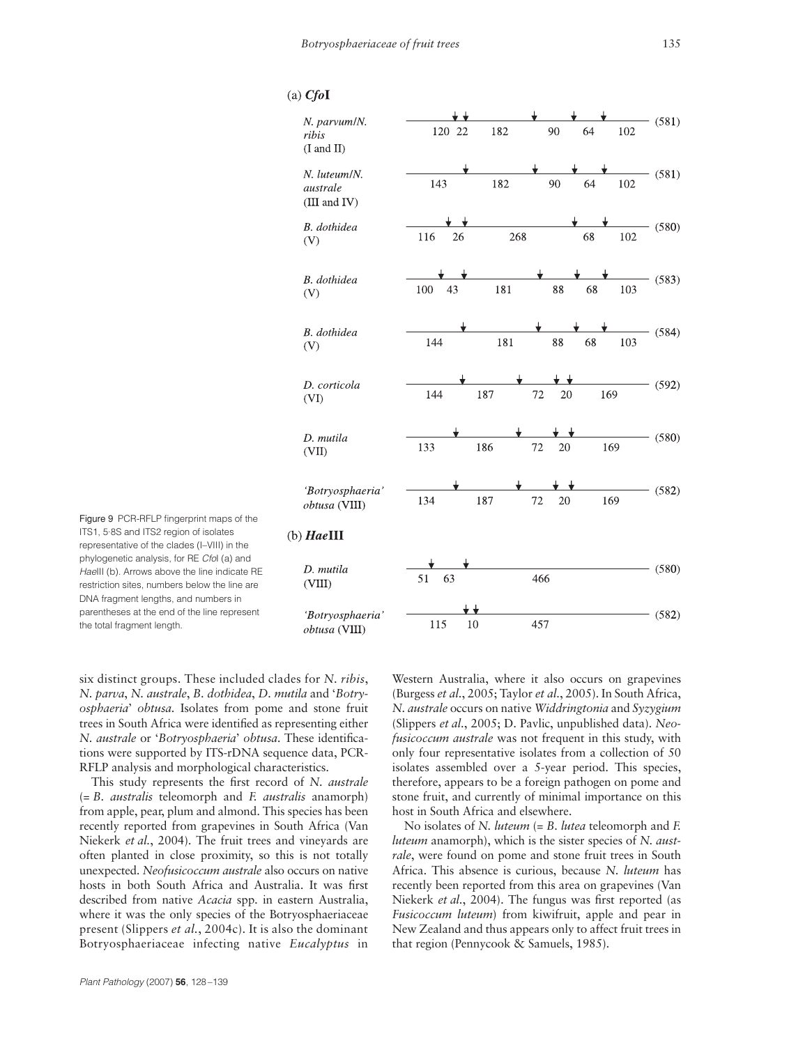Figure 9 PCR-RFLP fingerprint maps of the ITS1, 5·8S and ITS2 region of isolates representative of the clades (I–VIII) in the phylogenetic analysis, for RE *Cfo*I (a) and *Hae*III (b). Arrows above the line indicate RE restriction sites, numbers below the line are DNA fragment lengths, and numbers in parentheses at the end of the line represent the total fragment length.

six distinct groups. These included clades for *N. ribis*, *N. parva*, *N. australe*, *B. dothidea*, *D. mutila* and '*Botryosphaeria*' *obtusa*. Isolates from pome and stone fruit trees in South Africa were identified as representing either *N. australe* or '*Botryosphaeria*' *obtusa*. These identifications were supported by ITS-rDNA sequence data, PCR-RFLP analysis and morphological characteristics.

This study represents the first record of *N. australe* (= *B. australis* teleomorph and *F. australis* anamorph) from apple, pear, plum and almond. This species has been recently reported from grapevines in South Africa (Van Niekerk *et al*., 2004). The fruit trees and vineyards are often planted in close proximity, so this is not totally unexpected. *Neofusicoccum australe* also occurs on native hosts in both South Africa and Australia. It was first described from native *Acacia* spp. in eastern Australia, where it was the only species of the Botryosphaeriaceae present (Slippers *et al*., 2004c). It is also the dominant Botryosphaeriaceae infecting native *Eucalyptus* in Western Australia, where it also occurs on grapevines (Burgess *et al*., 2005; Taylor *et al*., 2005). In South Africa, *N. australe* occurs on native *Widdringtonia* and *Syzygium* (Slippers *et al*., 2005; D. Pavlic, unpublished data). *Neofusicoccum australe* was not frequent in this study, with only four representative isolates from a collection of 50 isolates assembled over a 5-year period. This species, therefore, appears to be a foreign pathogen on pome and stone fruit, and currently of minimal importance on this host in South Africa and elsewhere.

No isolates of *N. luteum* (= *B. lutea* teleomorph and *F. luteum* anamorph), which is the sister species of *N. australe*, were found on pome and stone fruit trees in South Africa. This absence is curious, because *N. luteum* has recently been reported from this area on grapevines (Van Niekerk *et al*., 2004). The fungus was first reported (as *Fusicoccum luteum*) from kiwifruit, apple and pear in New Zealand and thus appears only to affect fruit trees in that region (Pennycook & Samuels, 1985).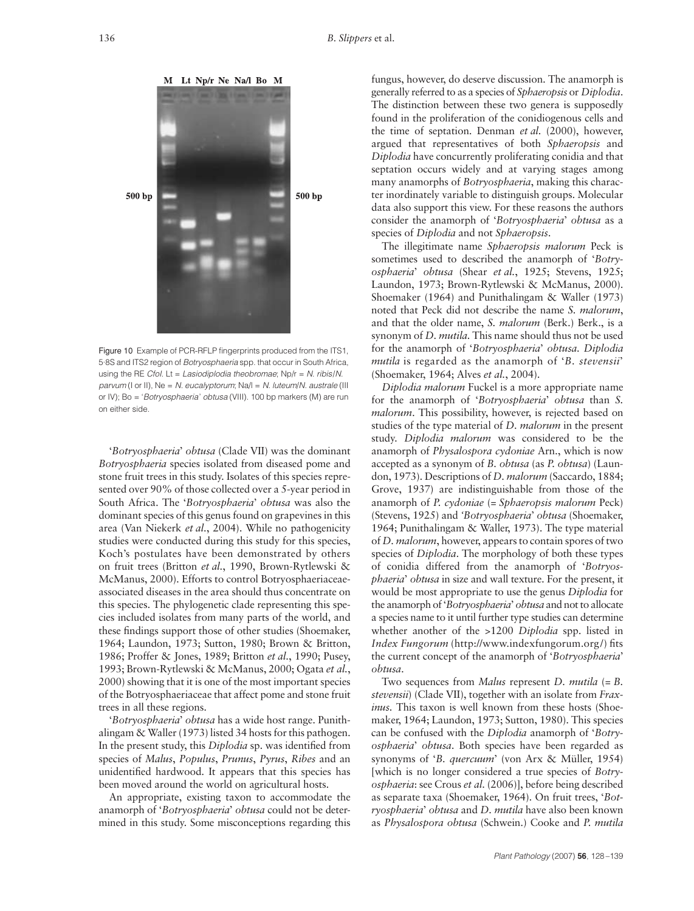Figure 10 Example of PCR-RFLP fingerprints produced from the ITS1, 5·8S and ITS2 region of *Botryosphaeria* spp. that occur in South Africa, using the RE *CfoI*. Lt = *Lasiodiplodia theobromae*; Np/r = *N. ribis*/*N. parvum* (I or II), Ne = *N. eucalyptorum*; Na/l = *N. luteum*/*N. australe* (III or IV); Bo = '*Botryosphaeria*' *obtusa* (VIII). 100 bp markers (M) are run on either side.

'*Botryosphaeria*' *obtusa* (Clade VII) was the dominant *Botryosphaeria* species isolated from diseased pome and stone fruit trees in this study. Isolates of this species represented over 90% of those collected over a 5-year period in South Africa. The '*Botryosphaeria*' *obtusa* was also the dominant species of this genus found on grapevines in this area (Van Niekerk *et al.*, 2004). While no pathogenicity studies were conducted during this study for this species, Koch's postulates have been demonstrated by others on fruit trees (Britton *et al.*, 1990, Brown-Rytlewski & McManus, 2000). Efforts to control Botryosphaeriaceae-associated diseases in the area should thus concentrate on this species. The phylogenetic clade representing this species included isolates from many parts of the world, and these findings support those of other studies (Shoemaker, 1964; Laundon, 1973; Sutton, 1980; Brown & Britton, 1986; Proffer & Jones, 1989; Britton *et al.*, 1990; Pusey, 1993; Brown-Rytlewski & McManus, 2000; Ogata *et al.*, 2000) showing that it is one of the most important species of the Botryosphaeriaceae that affect pome and stone fruit trees in all these regions.

'*Botryosphaeria*' *obtusa* has a wide host range. Punithalingam & Waller (1973) listed 34 hosts for this pathogen. In the present study, this *Diplodia* sp. was identified from species of *Malus*, *Populus*, *Prunus*, *Pyrus*, *Ribes* and an unidentified hardwood. It appears that this species has been moved around the world on agricultural hosts.

An appropriate, existing taxon to accommodate the anamorph of '*Botryosphaeria*' *obtusa* could not be determined in this study. Some misconceptions regarding this fungus, however, do deserve discussion. The anamorph is generally referred to as a species of *Sphaeropsis* or *Diplodia*. The distinction between these two genera is supposedly found in the proliferation of the conidiogenous cells and the time of septation. Denman *et al.* (2000), however, argued that representatives of both *Sphaeropsis* and *Diplodia* have concurrently proliferating conidia and that septation occurs widely and at varying stages among many anamorphs of *Botryosphaeria*, making this character inordinately variable to distinguish groups. Molecular data also support this view. For these reasons the authors consider the anamorph of '*Botryosphaeria*' *obtusa* as a species of *Diplodia* and not *Sphaeropsis*.

The illegitimate name *Sphaeropsis malorum* Peck is sometimes used to described the anamorph of '*Botryosphaeria*' *obtusa* (Shear *et al.*, 1925; Stevens, 1925; Laundon, 1973; Brown-Rytlewski & McManus, 2000). Shoemaker (1964) and Punithalingam & Waller (1973) noted that Peck did not describe the name *S. malorum*, and that the older name, *S. malorum* (Berk.) Berk., is a synonym of *D. mutila*. This name should thus not be used for the anamorph of '*Botryosphaeria*' *obtusa*. *Diplodia mutila* is regarded as the anamorph of '*B. stevensii*' (Shoemaker, 1964; Alves *et al.*, 2004).

*Diplodia malorum* Fuckel is a more appropriate name for the anamorph of '*Botryosphaeria*' *obtusa* than *S. malorum*. This possibility, however, is rejected based on studies of the type material of *D. malorum* in the present study. *Diplodia malorum* was considered to be the anamorph of *Physalospora cydoniae* Arn., which is now accepted as a synonym of *B. obtusa* (as *P. obtusa*) (Laundon, 1973). Descriptions of *D. malorum* (Saccardo, 1884; Grove, 1937) are indistinguishable from those of the anamorph of *P. cydoniae* (= *Sphaeropsis malorum* Peck) (Stevens, 1925) and '*Botryosphaeria*' *obtusa* (Shoemaker, 1964; Punithalingam & Waller, 1973). The type material of *D. malorum*, however, appears to contain spores of two species of *Diplodia*. The morphology of both these types of conidia differed from the anamorph of '*Botryosphaeria*' *obtusa* in size and wall texture. For the present, it would be most appropriate to use the genus *Diplodia* for the anamorph of '*Botryosphaeria*' *obtusa* and not to allocate a species name to it until further type studies can determine whether another of the >1200 *Diplodia* spp. listed in *Index Fungorum* (http://www.indexfungorum.org/) fits the current concept of the anamorph of '*Botryosphaeria*' *obtusa*.

Two sequences from *Malus* represent *D. mutila* (= *B. stevensii*) (Clade VII), together with an isolate from *Fraxinus*. This taxon is well known from these hosts (Shoemaker, 1964; Laundon, 1973; Sutton, 1980). This species can be confused with the *Diplodia* anamorph of '*Botryosphaeria*' *obtusa*. Both species have been regarded as synonyms of '*B. quercuum*' (von Arx & Müller, 1954) [which is no longer considered a true species of *Botryosphaeria*: see Crous *et al.* (2006)], before being described as separate taxa (Shoemaker, 1964). On fruit trees, '*Botryosphaeria*' *obtusa* and *D. mutila* have also been known as *Physalospora obtusa* (Schwein.) Cooke and *P. mutila*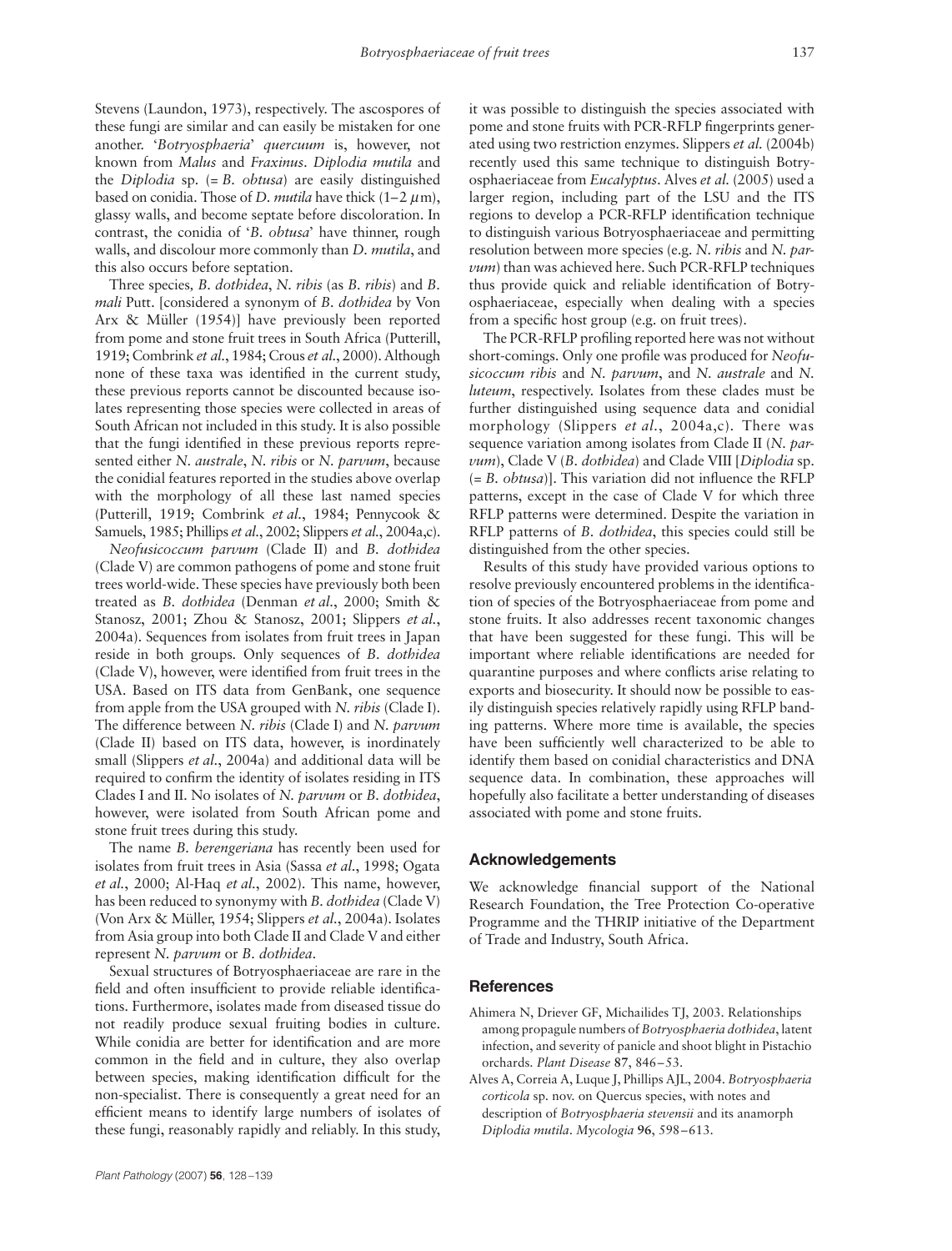Stevens (Laundon, 1973), respectively. The ascospores of these fungi are similar and can easily be mistaken for one another. '*Botryosphaeria*' *quercuum* is, however, not known from *Malus* and *Fraxinus*. *Diplodia mutila* and the *Diplodia* sp. (= *B. obtusa*) are easily distinguished based on conidia. Those of *D. mutila* have thick (1–2 $\mu$m), glassy walls, and become septate before discoloration. In contrast, the conidia of '*B. obtusa*' have thinner, rough walls, and discolour more commonly than *D. mutila*, and this also occurs before septation.

Three species, *B. dothidea*, *N. ribis* (as *B. ribis*) and *B. mali* Putt. [considered a synonym of *B. dothidea* by Von Arx & Müller (1954)] have previously been reported from pome and stone fruit trees in South Africa (Putterill, 1919; Combrink *et al.*, 1984; Crous *et al.*, 2000). Although none of these taxa was identified in the current study, these previous reports cannot be discounted because isolates representing those species were collected in areas of South African not included in this study. It is also possible that the fungi identified in these previous reports represented either *N. australe*, *N. ribis* or *N. parvum*, because the conidial features reported in the studies above overlap with the morphology of all these last named species (Putterill, 1919; Combrink *et al.*, 1984; Pennycook & Samuels, 1985; Phillips *et al.*, 2002; Slippers *et al.*, 2004a,c).

*Neofusicoccum parvum* (Clade II) and *B. dothidea* (Clade V) are common pathogens of pome and stone fruit trees world-wide. These species have previously both been treated as *B. dothidea* (Denman *et al.*, 2000; Smith & Stanosz, 2001; Zhou & Stanosz, 2001; Slippers *et al.*, 2004a). Sequences from isolates from fruit trees in Japan reside in both groups. Only sequences of *B. dothidea* (Clade V), however, were identified from fruit trees in the USA. Based on ITS data from GenBank, one sequence from apple from the USA grouped with *N. ribis* (Clade I). The difference between *N. ribis* (Clade I) and *N. parvum* (Clade II) based on ITS data, however, is inordinately small (Slippers *et al.*, 2004a) and additional data will be required to confirm the identity of isolates residing in ITS Clades I and II. No isolates of *N. parvum* or *B. dothidea*, however, were isolated from South African pome and stone fruit trees during this study.

The name *B. berengeriana* has recently been used for isolates from fruit trees in Asia (Sassa *et al.*, 1998; Ogata *et al.*, 2000; Al-Haq *et al.*, 2002). This name, however, has been reduced to synonymy with *B. dothidea* (Clade V) (Von Arx & Müller, 1954; Slippers *et al.*, 2004a). Isolates from Asia group into both Clade II and Clade V and either represent *N. parvum* or *B. dothidea*.

Sexual structures of Botryosphaeriaceae are rare in the field and often insufficient to provide reliable identifications. Furthermore, isolates made from diseased tissue do not readily produce sexual fruiting bodies in culture. While conidia are better for identification and are more common in the field and in culture, they also overlap between species, making identification difficult for the non-specialist. There is consequently a great need for an efficient means to identify large numbers of isolates of these fungi, reasonably rapidly and reliably. In this study, it was possible to distinguish the species associated with pome and stone fruits with PCR-RFLP fingerprints generated using two restriction enzymes. Slippers *et al.* (2004b) recently used this same technique to distinguish Botryosphaeriaceae from *Eucalyptus*. Alves *et al.* (2005) used a larger region, including part of the LSU and the ITS regions to develop a PCR-RFLP identification technique to distinguish various Botryosphaeriaceae and permitting resolution between more species (e.g. *N. ribis* and *N. parvum*) than was achieved here. Such PCR-RFLP techniques thus provide quick and reliable identification of Botryosphaeriaceae, especially when dealing with a species from a specific host group (e.g. on fruit trees).

The PCR-RFLP profiling reported here was not without short-comings. Only one profile was produced for *Neofusicoccum ribis* and *N. parvum*, and *N. australe* and *N. luteum*, respectively. Isolates from these clades must be further distinguished using sequence data and conidial morphology (Slippers *et al.*, 2004a,c). There was sequence variation among isolates from Clade II (*N. parvum*), Clade V (*B. dothidea*) and Clade VIII [*Diplodia* sp. (= *B. obtusa*)]. This variation did not influence the RFLP patterns, except in the case of Clade V for which three RFLP patterns were determined. Despite the variation in RFLP patterns of *B. dothidea*, this species could still be distinguished from the other species.

Results of this study have provided various options to resolve previously encountered problems in the identification of species of the Botryosphaeriaceae from pome and stone fruits. It also addresses recent taxonomic changes that have been suggested for these fungi. This will be important where reliable identifications are needed for quarantine purposes and where conflicts arise relating to exports and biosecurity. It should now be possible to easily distinguish species relatively rapidly using RFLP banding patterns. Where more time is available, the species have been sufficiently well characterized to be able to identify them based on conidial characteristics and DNA sequence data. In combination, these approaches will hopefully also facilitate a better understanding of diseases associated with pome and stone fruits.

## Acknowledgements

We acknowledge financial support of the National Research Foundation, the Tree Protection Co-operative Programme and the THRIP initiative of the Department of Trade and Industry, South Africa.

## References

Ahimera N, Driever GF, Michailides TJ, 2003. Relationships among propagule numbers of *Botryosphaeria dothidea*, latent infection, and severity of panicle and shoot blight in Pistachio orchards. *Plant Disease* **87**, 846–53.

Alves A, Correia A, Luque J, Phillips AJL, 2004. *Botryosphaeria corticola* sp. nov. on Quercus species, with notes and description of *Botryosphaeria stevensii* and its anamorph *Diplodia mutila*. *Mycologia* **96**, 598–613.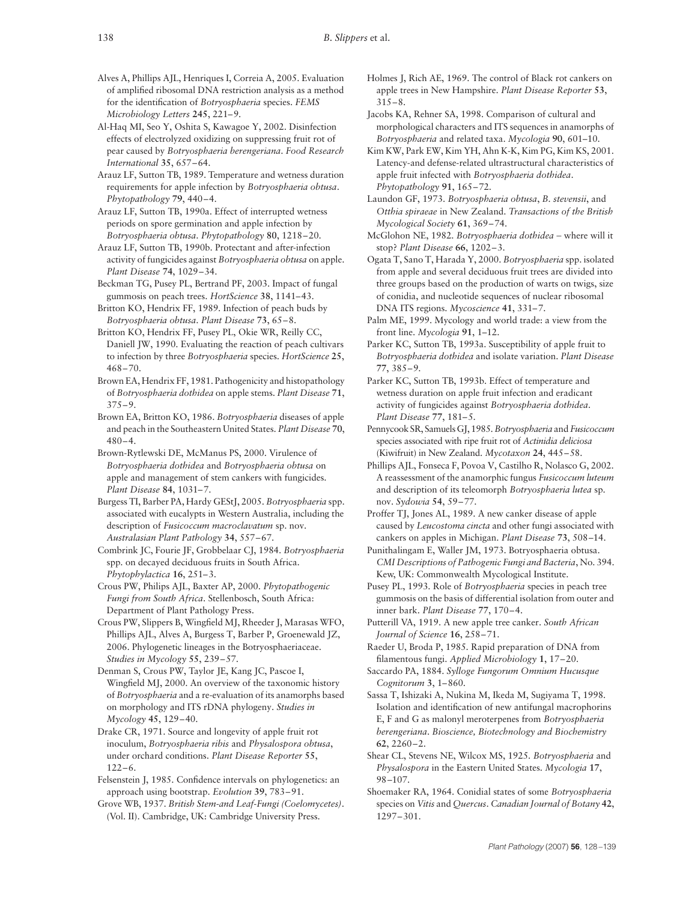Alves A, Phillips AJL, Henriques I, Correia A, 2005. Evaluation of amplified ribosomal DNA restriction analysis as a method for the identification of *Botryosphaeria* species. *FEMS Microbiology Letters* **245**, 221–9.

Al-Haq MI, Seo Y, Oshita S, Kawagoe Y, 2002. Disinfection effects of electrolyzed oxidizing on suppressing fruit rot of pear caused by *Botryosphaeria berengeriana*. *Food Research International* **35**, 657–64.

Arauz LF, Sutton TB, 1989. Temperature and wetness duration requirements for apple infection by *Botryosphaeria obtusa*. *Phytopathology* **79**, 440–4.

Arauz LF, Sutton TB, 1990a. Effect of interrupted wetness periods on spore germination and apple infection by *Botryosphaeria obtusa*. *Phytopathology* **80**, 1218–20.

Arauz LF, Sutton TB, 1990b. Protectant and after-infection activity of fungicides against *Botryosphaeria obtusa* on apple. *Plant Disease* **74**, 1029–34.

Beckman TG, Pusey PL, Bertrand PF, 2003. Impact of fungal gummosis on peach trees. *HortScience* **38**, 1141–43.

Britton KO, Hendrix FF, 1989. Infection of peach buds by *Botryosphaeria obtusa*. *Plant Disease* **73**, 65–8.

Britton KO, Hendrix FF, Pusey PL, Okie WR, Reilly CC, Daniell JW, 1990. Evaluating the reaction of peach cultivars to infection by three *Botryosphaeria* species. *HortScience* **25**, 468–70.

Brown EA, Hendrix FF, 1981. Pathogenicity and histopathology of *Botryosphaeria dothidea* on apple stems. *Plant Disease* **71**, 375–9.

Brown EA, Britton KO, 1986. *Botryosphaeria* diseases of apple and peach in the Southeastern United States. *Plant Disease* **70**, 480–4.

Brown-Rytlewski DE, McManus PS, 2000. Virulence of *Botryosphaeria dothidea* and *Botryosphaeria obtusa* on apple and management of stem cankers with fungicides. *Plant Disease* **84**, 1031–7.

Burgess TI, Barber PA, Hardy GEStJ, 2005. *Botryosphaeria* spp. associated with eucalypts in Western Australia, including the description of *Fusicoccum macroclavatum* sp. nov. *Australasian Plant Pathology* **34**, 557–67.

Combrink JC, Fourie JF, Grobbelaar CJ, 1984. *Botryosphaeria* spp. on decayed deciduous fruits in South Africa. *Phytophylactica* **16**, 251–3.

Crous PW, Philips AJL, Baxter AP, 2000. *Phytopathogenic Fungi from South Africa*. Stellenbosch, South Africa: Department of Plant Pathology Press.

Crous PW, Slippers B, Wingfield MJ, Rheeder J, Marasas WFO, Phillips AJL, Alves A, Burgess T, Barber P, Groenewald JZ, 2006. Phylogenetic lineages in the Botryosphaeriaceae. *Studies in Mycology* **55**, 239–57.

Denman S, Crous PW, Taylor JE, Kang JC, Pascoe I, Wingfield MJ, 2000. An overview of the taxonomic history of *Botryosphaeria* and a re-evaluation of its anamorphs based on morphology and ITS rDNA phylogeny. *Studies in Mycology* **45**, 129–40.

Drake CR, 1971. Source and longevity of apple fruit rot inoculum, *Botryosphaeria ribis* and *Physalospora obtusa*, under orchard conditions. *Plant Disease Reporter* **55**, 122–6.

Felsenstein J, 1985. Confidence intervals on phylogenetics: an approach using bootstrap. *Evolution* **39**, 783–91.

Grove WB, 1937. *British Stem-and Leaf-Fungi (Coelomycetes)*. (Vol. II). Cambridge, UK: Cambridge University Press.

Holmes J, Rich AE, 1969. The control of Black rot cankers on apple trees in New Hampshire. *Plant Disease Reporter* **53**, 315–8.

Jacobs KA, Rehner SA, 1998. Comparison of cultural and morphological characters and ITS sequences in anamorphs of *Botryosphaeria* and related taxa. *Mycologia* **90**, 601–10.

Kim KW, Park EW, Kim YH, Ahn K-K, Kim PG, Kim KS, 2001. Latency-and defense-related ultrastructural characteristics of apple fruit infected with *Botryosphaeria dothidea*. *Phytopathology* **91**, 165–72.

Laundon GF, 1973. *Botryosphaeria obtusa*, *B. stevensii*, and *Otthia spiraeae* in New Zealand. *Transactions of the British Mycological Society* **61**, 369–74.

McGlohon NE, 1982. *Botryosphaeria dothidea* – where will it stop? *Plant Disease* **66**, 1202–3.

Ogata T, Sano T, Harada Y, 2000. *Botryosphaeria* spp. isolated from apple and several deciduous fruit trees are divided into three groups based on the production of warts on twigs, size of conidia, and nucleotide sequences of nuclear ribosomal DNA ITS regions. *Mycoscience* **41**, 331–7.

Palm ME, 1999. Mycology and world trade: a view from the front line. *Mycologia* **91**, 1–12.

Parker KC, Sutton TB, 1993a. Susceptibility of apple fruit to *Botryosphaeria dothidea* and isolate variation. *Plant Disease* **77**, 385–9.

Parker KC, Sutton TB, 1993b. Effect of temperature and wetness duration on apple fruit infection and eradicant activity of fungicides against *Botryosphaeria dothidea*. *Plant Disease* **77**, 181–5.

Pennycook SR, Samuels GJ, 1985. *Botryosphaeria* and *Fusicoccum* species associated with ripe fruit rot of *Actinidia deliciosa* (Kiwifruit) in New Zealand. *Mycotaxon* **24**, 445–58.

Phillips AJL, Fonseca F, Povoa V, Castilho R, Nolasco G, 2002. A reassessment of the anamorphic fungus *Fusicoccum luteum* and description of its teleomorph *Botryosphaeria lutea* sp. nov. *Sydowia* **54**, 59–77.

Proffer TJ, Jones AL, 1989. A new canker disease of apple caused by *Leucostoma cincta* and other fungi associated with cankers on apples in Michigan. *Plant Disease* **73**, 508–14.

Punithalingam E, Waller JM, 1973. Botryosphaeria obtusa. *CMI Descriptions of Pathogenic Fungi and Bacteria*, No. 394. Kew, UK: Commonwealth Mycological Institute.

Pusey PL, 1993. Role of *Botryosphaeria* species in peach tree gummosis on the basis of differential isolation from outer and inner bark. *Plant Disease* **77**, 170–4.

Putterill VA, 1919. A new apple tree canker. *South African Journal of Science* **16**, 258–71.

Raeder U, Broda P, 1985. Rapid preparation of DNA from filamentous fungi. *Applied Microbiology* **1**, 17–20.

Saccardo PA, 1884. *Sylloge Fungorum Omnium Hucusque Cognitorum* **3**, 1–860.

Sassa T, Ishizaki A, Nukina M, Ikeda M, Sugiyama T, 1998. Isolation and identification of new antifungal macrophorins E, F and G as malonyl meroterpenes from *Botryosphaeria berengeriana*. *Bioscience, Biotechnology and Biochemistry* **62**, 2260–2.

Shear CL, Stevens NE, Wilcox MS, 1925. *Botryosphaeria* and *Physalospora* in the Eastern United States. *Mycologia* **17**, 98–107.

Shoemaker RA, 1964. Conidial states of some *Botryosphaeria* species on *Vitis* and *Quercus*. *Canadian Journal of Botany* **42**, 1297–301.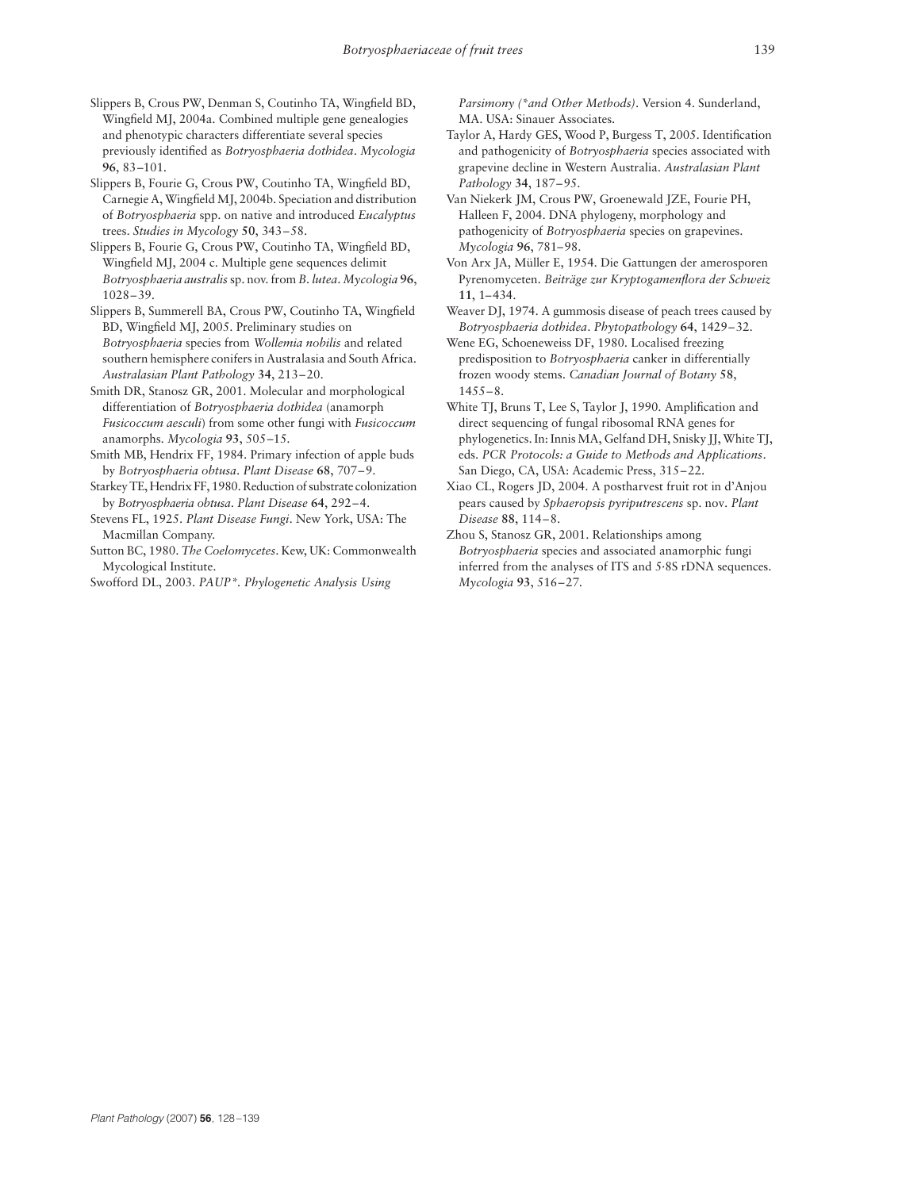Slippers B, Crous PW, Denman S, Coutinho TA, Wingfield BD, Wingfield MJ, 2004a. Combined multiple gene genealogies and phenotypic characters differentiate several species previously identified as *Botryosphaeria dothidea*. *Mycologia* **96**, 83–101.

Slippers B, Fourie G, Crous PW, Coutinho TA, Wingfield BD, Carnegie A, Wingfield MJ, 2004b. Speciation and distribution of *Botryosphaeria* spp. on native and introduced *Eucalyptus* trees. *Studies in Mycology* **50**, 343–58.

Slippers B, Fourie G, Crous PW, Coutinho TA, Wingfield BD, Wingfield MJ, 2004 c. Multiple gene sequences delimit *Botryosphaeria australis* sp. nov. from *B. lutea*. *Mycologia* **96**, 1028–39.

Slippers B, Summerell BA, Crous PW, Coutinho TA, Wingfield BD, Wingfield MJ, 2005. Preliminary studies on *Botryosphaeria* species from *Wollemia nobilis* and related southern hemisphere conifers in Australasia and South Africa. *Australasian Plant Pathology* **34**, 213–20.

Smith DR, Stanosz GR, 2001. Molecular and morphological differentiation of *Botryosphaeria dothidea* (anamorph *Fusicoccum aesculi*) from some other fungi with *Fusicoccum* anamorphs. *Mycologia* **93**, 505–15.

Smith MB, Hendrix FF, 1984. Primary infection of apple buds by *Botryosphaeria obtusa*. *Plant Disease* **68**, 707–9.

Starkey TE, Hendrix FF, 1980. Reduction of substrate colonization by *Botryosphaeria obtusa*. *Plant Disease* **64**, 292–4.

Stevens FL, 1925. *Plant Disease Fungi*. New York, USA: The Macmillan Company.

Sutton BC, 1980. *The Coelomycetes*. Kew, UK: Commonwealth Mycological Institute.

Swofford DL, 2003. *PAUP\*. Phylogenetic Analysis Using Parsimony (\*and Other Methods)*. Version 4. Sunderland, MA. USA: Sinauer Associates.

Taylor A, Hardy GES, Wood P, Burgess T, 2005. Identification and pathogenicity of *Botryosphaeria* species associated with grapevine decline in Western Australia. *Australasian Plant Pathology* **34**, 187–95.

Van Niekerk JM, Crous PW, Groenewald JZE, Fourie PH, Halleen F, 2004. DNA phylogeny, morphology and pathogenicity of *Botryosphaeria* species on grapevines. *Mycologia* **96**, 781–98.

Von Arx JA, Müller E, 1954. Die Gattungen der amerosporen Pyrenomyceten. *Beiträge zur Kryptogamenflora der Schweiz* **11**, 1–434.

Weaver DJ, 1974. A gummosis disease of peach trees caused by *Botryosphaeria dothidea*. *Phytopathology* **64**, 1429–32.

Wene EG, Schoeneweiss DF, 1980. Localised freezing predisposition to *Botryosphaeria* canker in differentially frozen woody stems. *Canadian Journal of Botany* **58**, 1455–8.

White TJ, Bruns T, Lee S, Taylor J, 1990. Amplification and direct sequencing of fungal ribosomal RNA genes for phylogenetics. In: Innis MA, Gelfand DH, Snisky JJ, White TJ, eds. *PCR Protocols: a Guide to Methods and Applications*. San Diego, CA, USA: Academic Press, 315–22.

Xiao CL, Rogers JD, 2004. A postharvest fruit rot in d'Anjou pears caused by *Sphaeropsis pyriputrescens* sp. nov. *Plant Disease* **88**, 114–8.

Zhou S, Stanosz GR, 2001. Relationships among *Botryosphaeria* species and associated anamorphic fungi inferred from the analyses of ITS and 5·8S rDNA sequences. *Mycologia* **93**, 516–27.